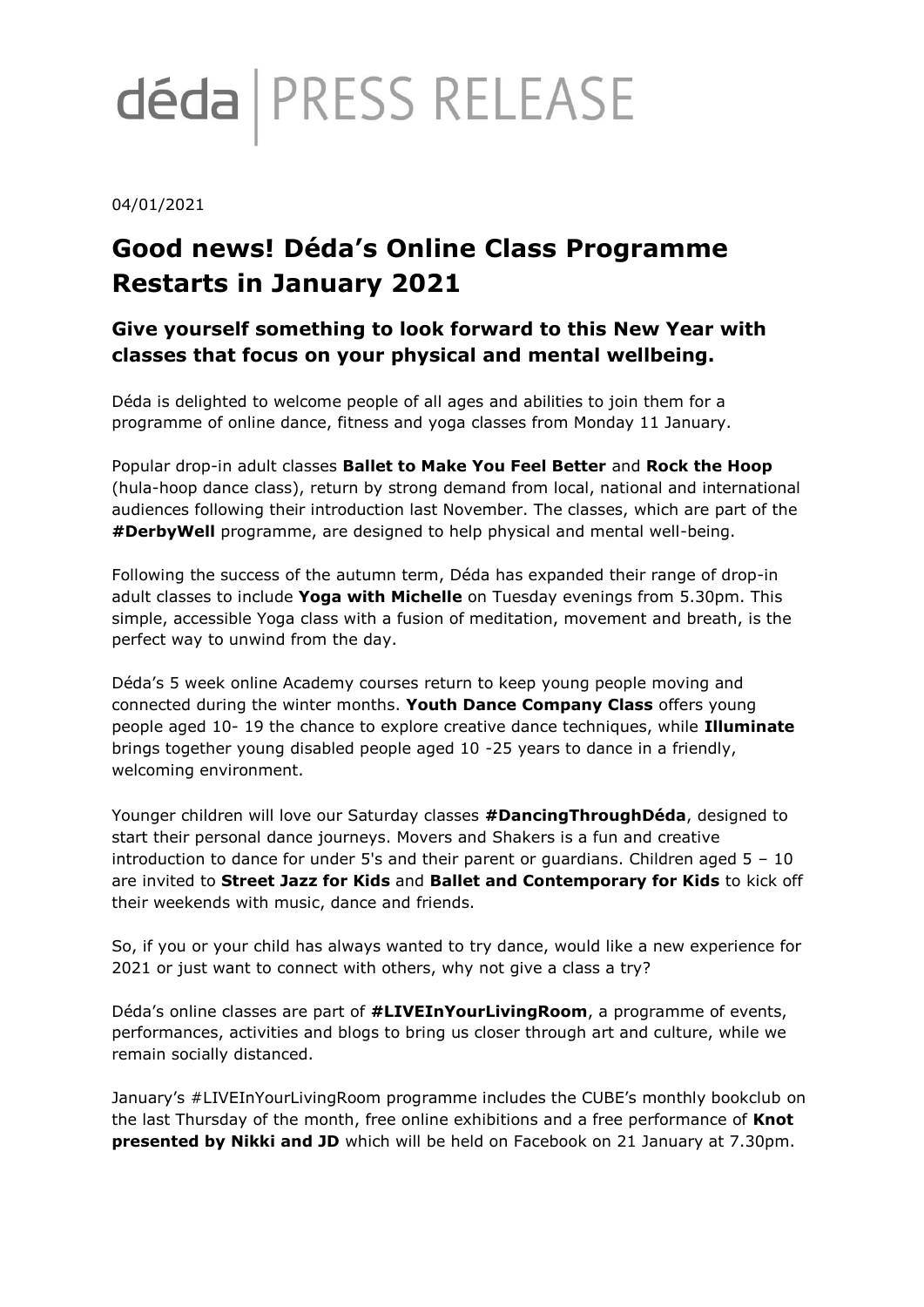déda | PRESS RELEASE

04/01/2021

# Good news! Déda's Online Class Programme Restarts in January 2021

## Give yourself something to look forward to this New Year with classes that focus on your physical and mental wellbeing.

Déda is delighted to welcome people of all ages and abilities to join them for a programme of online dance, fitness and yoga classes from Monday 11 January.

Popular drop-in adult classes **Ballet to Make You Feel Better** and **Rock the Hoop** (hula-hoop dance class), return by strong demand from local, national and international audiences following their introduction last November. The classes, which are part of the **#DerbyWell** programme, are designed to help physical and mental well-being.

Following the success of the autumn term, Déda has expanded their range of drop-in adult classes to include **Yoga with Michelle** on Tuesday evenings from 5.30pm. This simple, accessible Yoga class with a fusion of meditation, movement and breath, is the perfect way to unwind from the day.

Déda's 5 week online Academy courses return to keep young people moving and connected during the winter months. **Youth Dance Company Class** offers young people aged 10- 19 the chance to explore creative dance techniques, while **Illuminate** brings together young disabled people aged 10 -25 years to dance in a friendly, welcoming environment.

Younger children will love our Saturday classes **#DancingThroughDéda**, designed to start their personal dance journeys. Movers and Shakers is a fun and creative introduction to dance for under 5's and their parent or guardians. Children aged 5 – 10 are invited to **Street Jazz for Kids** and **Ballet and Contemporary for Kids** to kick off their weekends with music, dance and friends.

So, if you or your child has always wanted to try dance, would like a new experience for 2021 or just want to connect with others, why not give a class a try?

Déda's online classes are part of **#LIVEInYourLivingRoom**, a programme of events, performances, activities and blogs to bring us closer through art and culture, while we remain socially distanced.

January's #LIVEInYourLivingRoom programme includes the CUBE's monthly bookclub on the last Thursday of the month, free online exhibitions and a free performance of **Knot presented by Nikki and JD** which will be held on Facebook on 21 January at 7.30pm.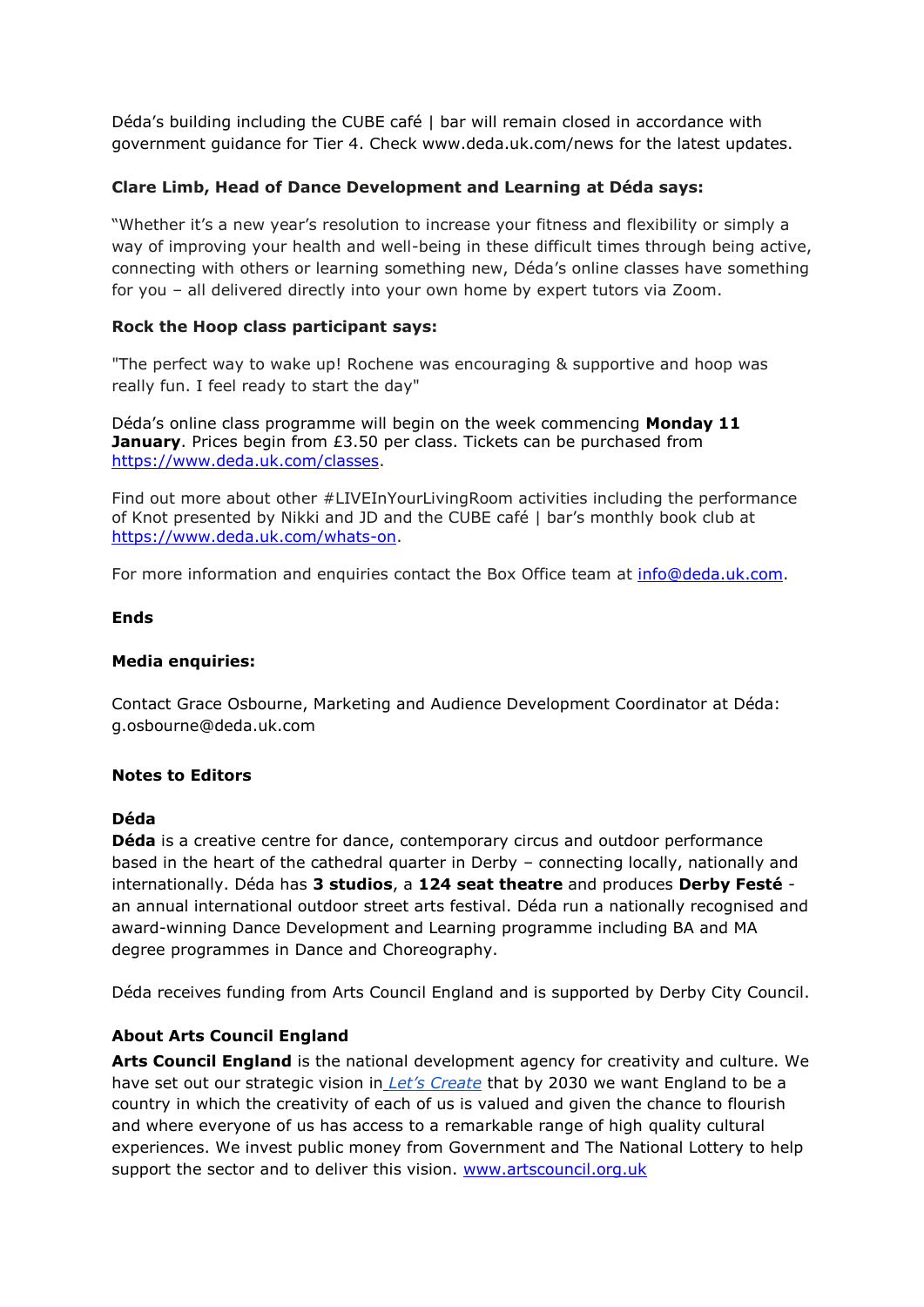Déda's building including the CUBE café | bar will remain closed in accordance with government guidance for Tier 4. Check www.deda.uk.com/news for the latest updates.

**Clare Limb, Head of Dance Development and Learning at Déda says:**

"Whether it's a new year's resolution to increase your fitness and flexibility or simply a way of improving your health and well-being in these difficult times through being active, connecting with others or learning something new, Déda's online classes have something for you – all delivered directly into your own home by expert tutors via Zoom.

**Rock the Hoop class participant says:**

"The perfect way to wake up! Rochene was encouraging & supportive and hoop was really fun. I feel ready to start the day"

Déda's online class programme will begin on the week commencing **Monday 11 January**. Prices begin from £3.50 per class. Tickets can be purchased from https://www.deda.uk.com/classes.

Find out more about other #LIVEInYourLivingRoom activities including the performance of Knot presented by Nikki and JD and the CUBE café | bar's monthly book club at https://www.deda.uk.com/whats-on.

For more information and enquiries contact the Box Office team at info@deda.uk.com.

**Ends**

**Media enquiries:**

Contact Grace Osbourne, Marketing and Audience Development Coordinator at Déda: g.osbourne@deda.uk.com

**Notes to Editors**

**Déda**

**Déda** is a creative centre for dance, contemporary circus and outdoor performance based in the heart of the cathedral quarter in Derby – connecting locally, nationally and internationally. Déda has **3 studios**, a **124 seat theatre** and produces **Derby Festé** - an annual international outdoor street arts festival. Déda run a nationally recognised and award-winning Dance Development and Learning programme including BA and MA degree programmes in Dance and Choreography.

Déda receives funding from Arts Council England and is supported by Derby City Council.

**About Arts Council England**

**Arts Council England** is the national development agency for creativity and culture. We have set out our strategic vision in *Let's Create* that by 2030 we want England to be a country in which the creativity of each of us is valued and given the chance to flourish and where everyone of us has access to a remarkable range of high quality cultural experiences. We invest public money from Government and The National Lottery to help support the sector and to deliver this vision. www.artscouncil.org.uk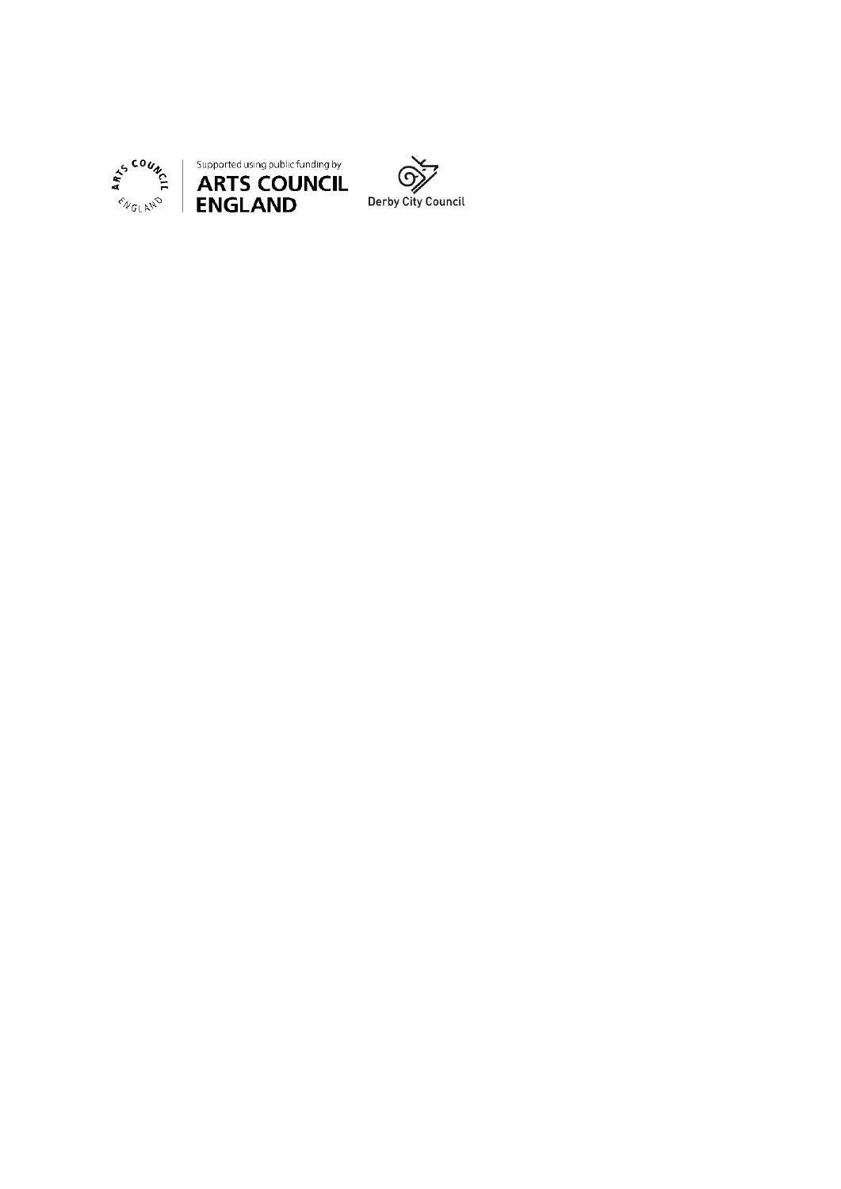Supported using public funding by

ARTS COUNCIL ENGLAND

Derby City Council